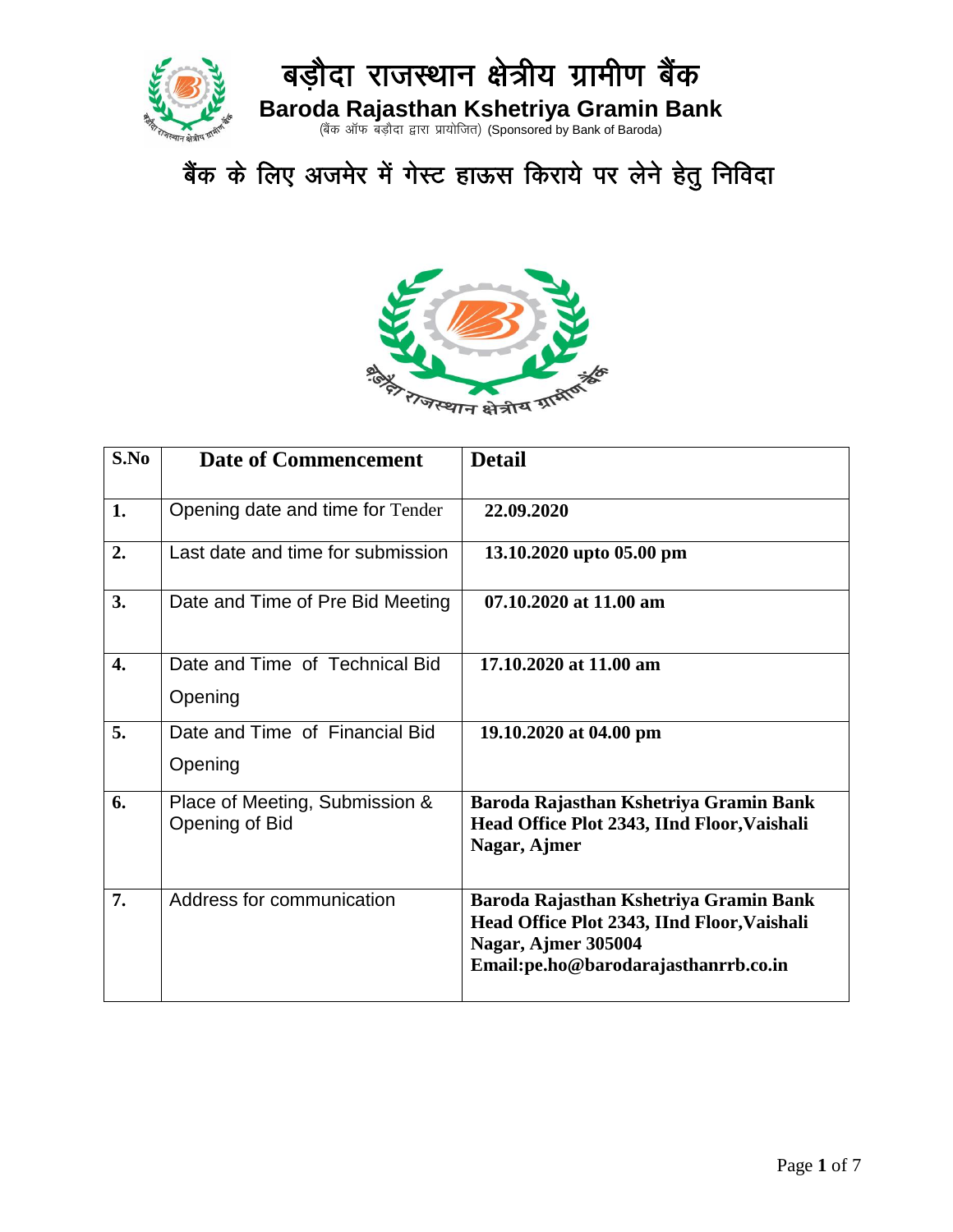# बड़ौदा राजस्थान क्षेत्रीय ग्रामीण बैंक

**Baroda Rajasthan Kshetriya Gramin Bank**

(बैंक ऑफ बड़ौदा द्वारा प्रायोजित) (Sponsored by Bank of Baroda)

## बैंक के लिए अजमेर में गेस्ट हाऊस किराये पर लेने हेतु निविदा

| S.No | Date of Commencement | Detail |
|---|---|---|
| 1. | Opening date and time for Tender | **22.09.2020** |
| 2. | Last date and time for submission | **13.10.2020 upto 05.00 pm** |
| 3. | Date and Time of Pre Bid Meeting | **07.10.2020 at 11.00 am** |
| 4. | Date and Time of Technical Bid Opening | **17.10.2020 at 11.00 am** |
| 5. | Date and Time of Financial Bid Opening | **19.10.2020 at 04.00 pm** |
| 6. | Place of Meeting, Submission & Opening of Bid | **Baroda Rajasthan Kshetriya Gramin Bank Head Office Plot 2343, IInd Floor, Vaishali Nagar, Ajmer** |
| 7. | Address for communication | **Baroda Rajasthan Kshetriya Gramin Bank Head Office Plot 2343, IInd Floor, Vaishali Nagar, Ajmer 305004 Email:pe.ho@barodarajasthanrrb.co.in** |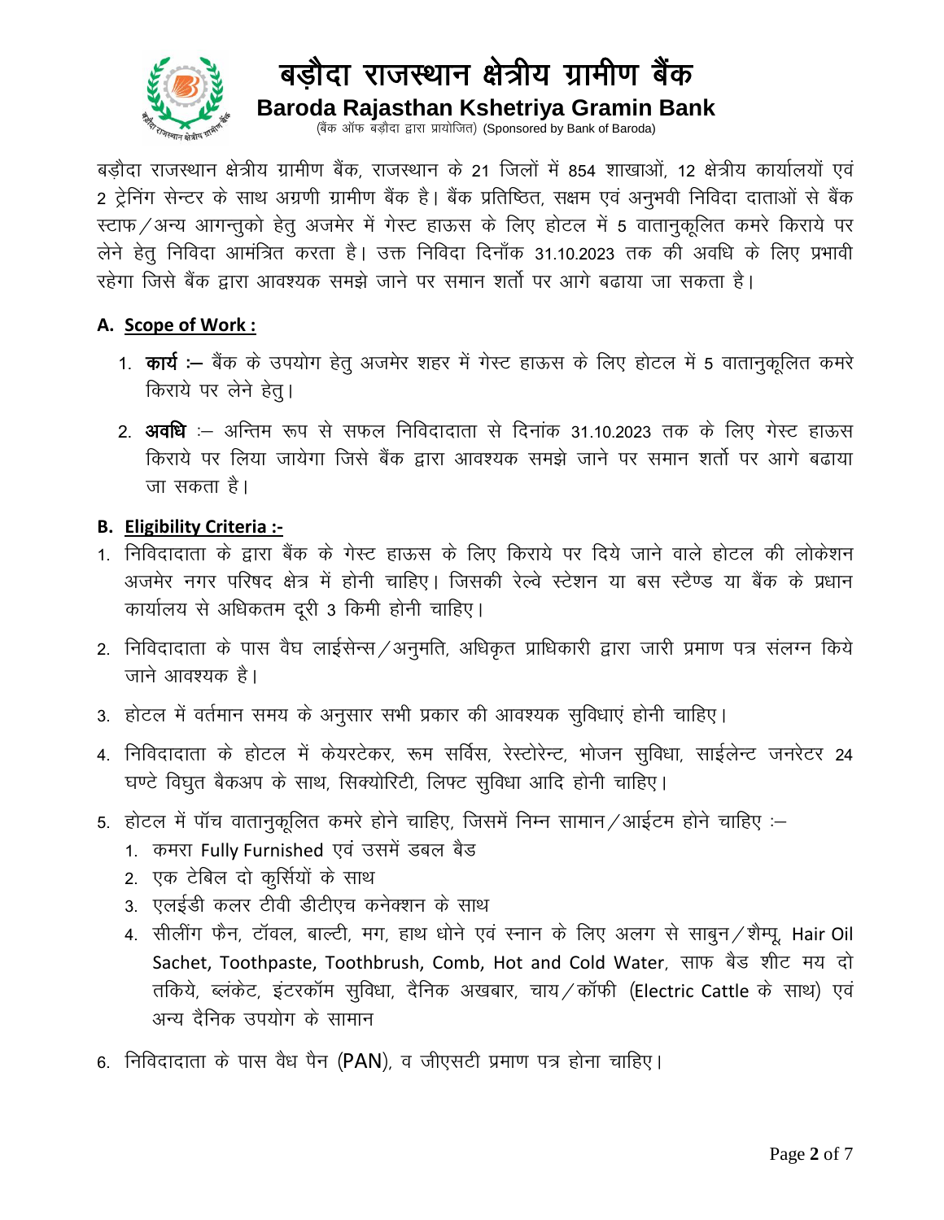# बड़ौदा राजस्थान क्षेत्रीय ग्रामीण बैंक

**Baroda Rajasthan Kshetriya Gramin Bank**

(बैंक ऑफ बड़ौदा द्वारा प्रायोजित) (Sponsored by Bank of Baroda)

बड़ौदा राजस्थान क्षेत्रीय ग्रामीण बैंक, राजस्थान के 21 जिलों में 854 शाखाओं, 12 क्षेत्रीय कार्यालयों एवं 2 ट्रेनिंग सेन्टर के साथ अग्रणी ग्रामीण बैंक है। बैंक प्रतिष्ठित, सक्षम एवं अनुभवी निविदा दाताओं से बैंक स्टाफ/अन्य आगन्तुको हेतु अजमेर में गेस्ट हाऊस के लिए होटल में 5 वातानुकूलित कमरे किराये पर लेने हेतु निविदा आमंत्रित करता है। उक्त निविदा दिनाँक 31.10.2023 तक की अवधि के लिए प्रभावी रहेगा जिसे बैंक द्वारा आवश्यक समझे जाने पर समान शर्तो पर आगे बढाया जा सकता है।

## A. Scope of Work :

1. **कार्य :–** बैंक के उपयोग हेतु अजमेर शहर में गेस्ट हाऊस के लिए होटल में 5 वातानुकूलित कमरे किराये पर लेने हेतु।
2. **अवधि** :– अन्तिम रूप से सफल निविदादाता से दिनांक 31.10.2023 तक के लिए गेस्ट हाऊस किराये पर लिया जायेगा जिसे बैंक द्वारा आवश्यक समझे जाने पर समान शर्तो पर आगे बढाया जा सकता है।

## B. Eligibility Criteria :-

1. निविदादाता के द्वारा बैंक के गेस्ट हाऊस के लिए किराये पर दिये जाने वाले होटल की लोकेशन अजमेर नगर परिषद क्षेत्र में होनी चाहिए। जिसकी रेल्वे स्टेशन या बस स्टैण्ड या बैंक के प्रधान कार्यालय से अधिकतम दूरी 3 किमी होनी चाहिए।
2. निविदादाता के पास वैघ लाईसेन्स/अनुमति, अधिकृत प्राधिकारी द्वारा जारी प्रमाण पत्र संलग्न किये जाने आवश्यक है।
3. होटल में वर्तमान समय के अनुसार सभी प्रकार की आवश्यक सुविधाएं होनी चाहिए।
4. निविदादाता के होटल में केयरटेकर, रूम सर्विस, रेस्टोरेन्ट, भोजन सुविधा, साईलेन्ट जनरेटर 24 घण्टे विघुत बैकअप के साथ, सिक्योरिटी, लिफ्ट सुविधा आदि होनी चाहिए।
5. होटल में पॉच वातानुकूलित कमरे होने चाहिए, जिसमें निम्न सामान/आईटम होने चाहिए :–
   1. कमरा Fully Furnished एवं उसमें डबल बैड
   2. एक टेबिल दो कुर्सियों के साथ
   3. एलईडी कलर टीवी डीटीएच कनेक्शन के साथ
   4. सीलींग फैन, टॉवल, बाल्टी, मग, हाथ धोने एवं स्नान के लिए अलग से साबुन/शैम्पू, Hair Oil Sachet, Toothpaste, Toothbrush, Comb, Hot and Cold Water, साफ बैड शीट मय दो तकिये, ब्लंकेट, इंटरकॉम सुविधा, दैनिक अखबार, चाय/कॉफी (Electric Cattle के साथ) एवं अन्य दैनिक उपयोग के सामान
6. निविदादाता के पास वैध पैन (PAN), व जीएसटी प्रमाण पत्र होना चाहिए।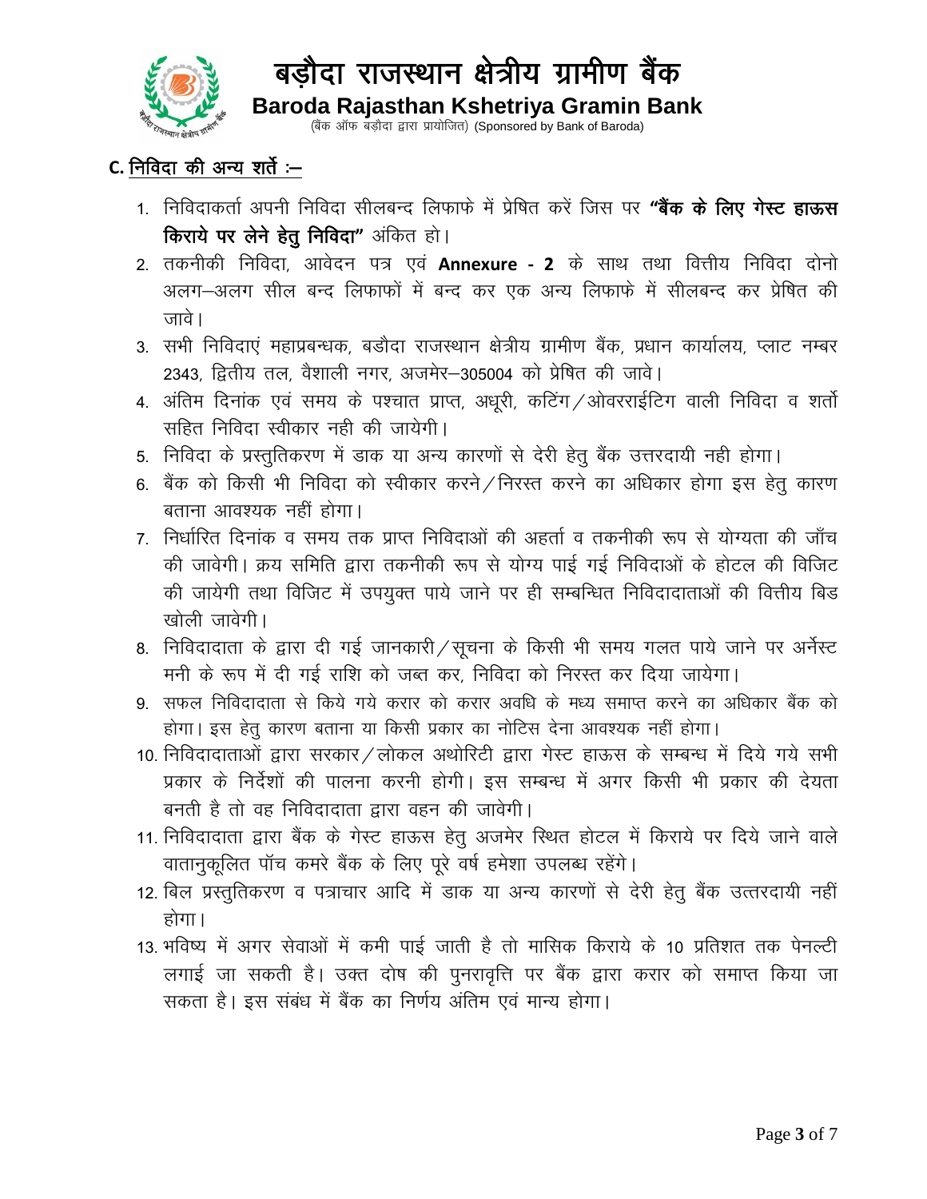# बड़ौदा राजस्थान क्षेत्रीय ग्रामीण बैंक

**Baroda Rajasthan Kshetriya Gramin Bank**

(बैंक ऑफ बड़ौदा द्वारा प्रायोजित) (Sponsored by Bank of Baroda)

## C. निविदा की अन्य शर्ते :–

1. निविदाकर्ता अपनी निविदा सीलबन्द लिफाफे में प्रेषित करें जिस पर **"बैंक के लिए गेस्ट हाऊस किराये पर लेने हेतु निविदा"** अंकित हो।
2. तकनीकी निविदा, आवेदन पत्र एवं **Annexure - 2** के साथ तथा वित्तीय निविदा दोनो अलग–अलग सील बन्द लिफाफों में बन्द कर एक अन्य लिफाफे में सीलबन्द कर प्रेषित की जावे।
3. सभी निविदाएं महाप्रबन्धक, बडौदा राजस्थान क्षेत्रीय ग्रामीण बैंक, प्रधान कार्यालय, प्लाट नम्बर 2343, द्वितीय तल, वैशाली नगर, अजमेर–305004 को प्रेषित की जावे।
4. अंतिम दिनांक एवं समय के पश्चात प्राप्त, अधूरी, कटिंग/ओवरराईटिग वाली निविदा व शर्तो सहित निविदा स्वीकार नही की जायेगी।
5. निविदा के प्रस्तुतिकरण में डाक या अन्य कारणों से देरी हेतु बैंक उत्तरदायी नही होगा।
6. बैंक को किसी भी निविदा को स्वीकार करने/निरस्त करने का अधिकार होगा इस हेतु कारण बताना आवश्यक नहीं होगा।
7. निर्धारित दिनांक व समय तक प्राप्त निविदाओं की अहर्ता व तकनीकी रूप से योग्यता की जाँच की जावेगी। क्रय समिति द्वारा तकनीकी रूप से योग्य पाई गई निविदाओं के होटल की विजिट की जायेगी तथा विजिट में उपयुक्त पाये जाने पर ही सम्बन्धित निविदादाताओं की वित्तीय बिड खोली जावेगी।
8. निविदादाता के द्वारा दी गई जानकारी/सूचना के किसी भी समय गलत पाये जाने पर अर्नेस्ट मनी के रूप में दी गई राशि को जब्त कर, निविदा को निरस्त कर दिया जायेगा।
9. सफल निविदादाता से किये गये करार को करार अवधि के मध्य समाप्त करने का अधिकार बैंक को होगा। इस हेतु कारण बताना या किसी प्रकार का नोटिस देना आवश्यक नहीं होगा।
10. निविदादाताओं द्वारा सरकार/लोकल अथोरिटी द्वारा गेस्ट हाऊस के सम्बन्ध में दिये गये सभी प्रकार के निर्देशों की पालना करनी होगी। इस सम्बन्ध में अगर किसी भी प्रकार की देयता बनती है तो वह निविदादाता द्वारा वहन की जावेगी।
11. निविदादाता द्वारा बैंक के गेस्ट हाऊस हेतु अजमेर स्थित होटल में किराये पर दिये जाने वाले वातानुकूलित पॉच कमरे बैंक के लिए पूरे वर्ष हमेशा उपलब्ध रहेंगे।
12. बिल प्रस्तुतिकरण व पत्राचार आदि में डाक या अन्य कारणों से देरी हेतु बैंक उत्तरदायी नहीं होगा।
13. भविष्य में अगर सेवाओं में कमी पाई जाती है तो मासिक किराये के 10 प्रतिशत तक पेनल्टी लगाई जा सकती है। उक्त दोष की पुनरावृत्ति पर बैंक द्वारा करार को समाप्त किया जा सकता है। इस संबंध में बैंक का निर्णय अंतिम एवं मान्य होगा।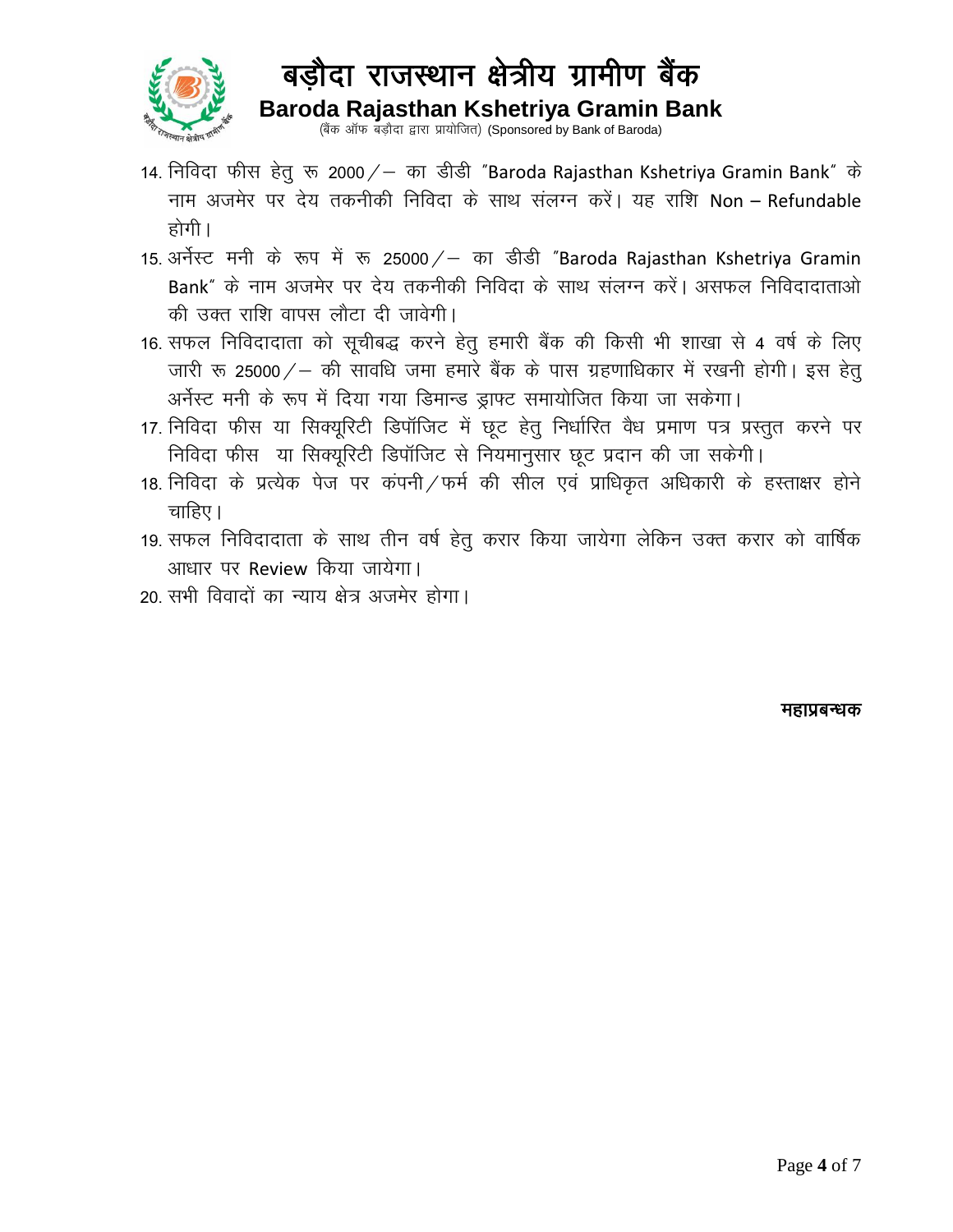# बड़ौदा राजस्थान क्षेत्रीय ग्रामीण बैंक

**Baroda Rajasthan Kshetriya Gramin Bank**

(बैंक ऑफ बड़ौदा द्वारा प्रायोजित) (Sponsored by Bank of Baroda)

14. निविदा फीस हेतु रू 2000/– का डीडी "Baroda Rajasthan Kshetriya Gramin Bank" के नाम अजमेर पर देय तकनीकी निविदा के साथ संलग्न करें। यह राशि Non – Refundable होगी।
15. अर्नेस्ट मनी के रूप में रू 25000/– का डीडी "Baroda Rajasthan Kshetriya Gramin Bank" के नाम अजमेर पर देय तकनीकी निविदा के साथ संलग्न करें। असफल निविदादाताओ की उक्त राशि वापस लौटा दी जावेगी।
16. सफल निविदादाता को सूचीबद्ध करने हेतु हमारी बैंक की किसी भी शाखा से 4 वर्ष के लिए जारी रू 25000/– की सावधि जमा हमारे बैंक के पास ग्रहणाधिकार में रखनी होगी। इस हेतु अर्नेस्ट मनी के रूप में दिया गया डिमान्ड ड्राफ्ट समायोजित किया जा सकेगा।
17. निविदा फीस या सिक्यूरिटी डिपॉजिट में छूट हेतु निर्धारित वैध प्रमाण पत्र प्रस्तुत करने पर निविदा फीस या सिक्यूरिटी डिपॉजिट से नियमानुसार छूट प्रदान की जा सकेगी।
18. निविदा के प्रत्येक पेज पर कंपनी/फर्म की सील एवं प्राधिकृत अधिकारी के हस्ताक्षर होने चाहिए।
19. सफल निविदादाता के साथ तीन वर्ष हेतु करार किया जायेगा लेकिन उक्त करार को वार्षिक आधार पर Review किया जायेगा।
20. सभी विवादों का न्याय क्षेत्र अजमेर होगा।

**महाप्रबन्धक**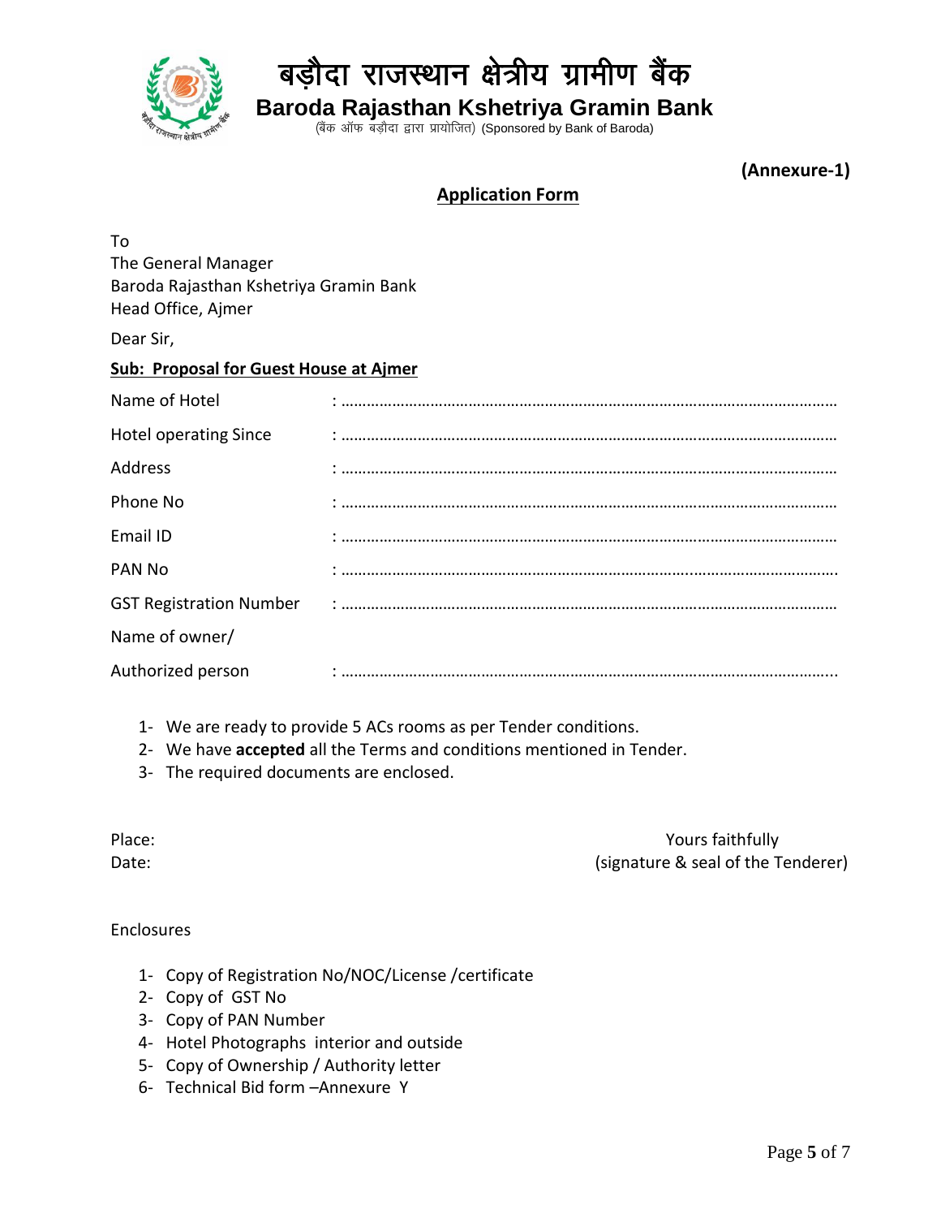# बड़ौदा राजस्थान क्षेत्रीय ग्रामीण बैंक

## Baroda Rajasthan Kshetriya Gramin Bank

(बैंक ऑफ बड़ौदा द्वारा प्रायोजित) (Sponsored by Bank of Baroda)

**(Annexure-1)**

## Application Form

To
The General Manager
Baroda Rajasthan Kshetriya Gramin Bank
Head Office, Ajmer

Dear Sir,

**Sub: Proposal for Guest House at Ajmer**

| | |
|---|---|
| Name of Hotel | : ……………………………………………………………………………………………… |
| Hotel operating Since | : ……………………………………………………………………………………………… |
| Address | : ……………………………………………………………………………………………… |
| Phone No | : ……………………………………………………………………………………………… |
| Email ID | : ……………………………………………………………………………………………… |
| PAN No | : ……………………………………………………………………………………………… |
| GST Registration Number | : ……………………………………………………………………………………………… |
| Name of owner/ Authorized person | : ……………………………………………………………………………………………… |

1- We are ready to provide 5 ACs rooms as per Tender conditions.
2- We have **accepted** all the Terms and conditions mentioned in Tender.
3- The required documents are enclosed.

Place:
Date:

Yours faithfully
(signature & seal of the Tenderer)

Enclosures

1- Copy of Registration No/NOC/License /certificate
2- Copy of GST No
3- Copy of PAN Number
4- Hotel Photographs interior and outside
5- Copy of Ownership / Authority letter
6- Technical Bid form –Annexure Y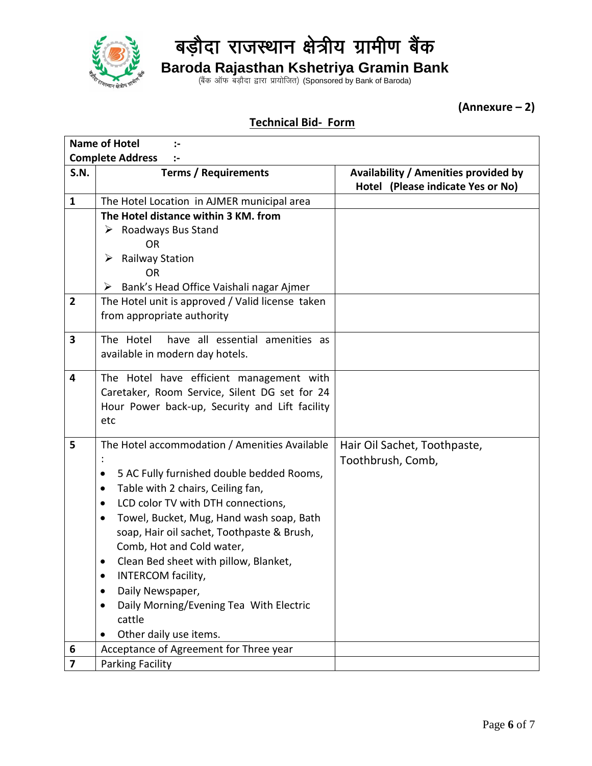# बड़ौदा राजस्थान क्षेत्रीय ग्रामीण बैंक

## Baroda Rajasthan Kshetriya Gramin Bank

(बैंक ऑफ बड़ौदा द्वारा प्रायोजित) (Sponsored by Bank of Baroda)

**(Annexure – 2)**

**Technical Bid- Form**

| | | |
|---|---|---|
| **Name of Hotel :-** | | |
| **Complete Address :-** | | |
| **S.N.** | **Terms / Requirements** | **Availability / Amenities provided by Hotel (Please indicate Yes or No)** |
| **1** | The Hotel Location in AJMER municipal area | |
| | **The Hotel distance within 3 KM. from**<br>➢ Roadways Bus Stand<br>OR<br>➢ Railway Station<br>OR<br>➢ Bank's Head Office Vaishali nagar Ajmer | |
| **2** | The Hotel unit is approved / Valid license taken from appropriate authority | |
| **3** | The Hotel have all essential amenities as available in modern day hotels. | |
| **4** | The Hotel have efficient management with Caretaker, Room Service, Silent DG set for 24 Hour Power back-up, Security and Lift facility etc | |
| **5** | The Hotel accommodation / Amenities Available :<br>• 5 AC Fully furnished double bedded Rooms,<br>• Table with 2 chairs, Ceiling fan,<br>• LCD color TV with DTH connections,<br>• Towel, Bucket, Mug, Hand wash soap, Bath soap, Hair oil sachet, Toothpaste & Brush, Comb, Hot and Cold water,<br>• Clean Bed sheet with pillow, Blanket,<br>• INTERCOM facility,<br>• Daily Newspaper,<br>• Daily Morning/Evening Tea With Electric cattle<br>• Other daily use items. | Hair Oil Sachet, Toothpaste, Toothbrush, Comb, |
| **6** | Acceptance of Agreement for Three year | |
| **7** | Parking Facility | |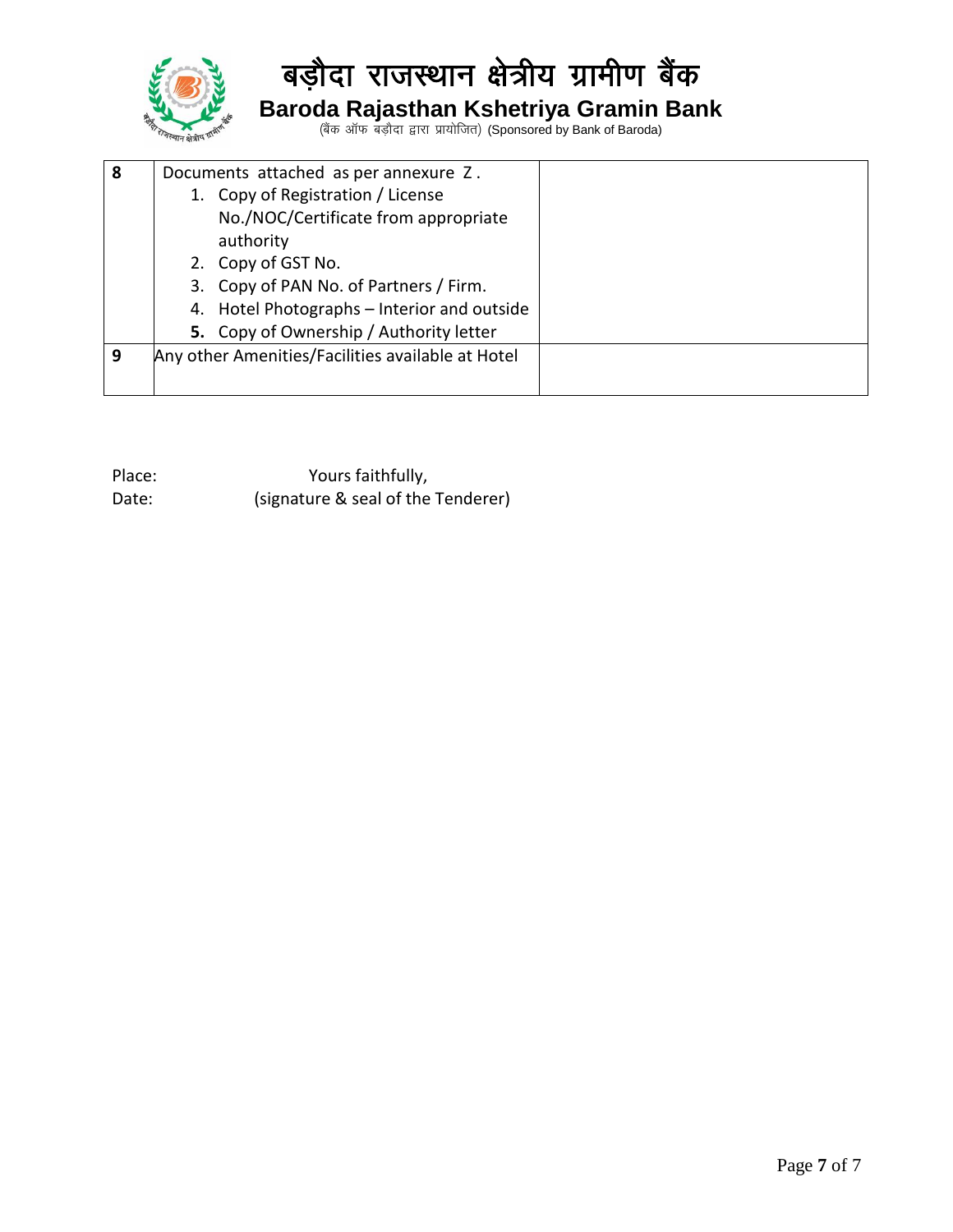| | | |
|---|---|---|
| 8 | Documents attached as per annexure Z .<br>1. Copy of Registration / License No./NOC/Certificate from appropriate authority<br>2. Copy of GST No.<br>3. Copy of PAN No. of Partners / Firm.<br>4. Hotel Photographs – Interior and outside<br>**5.** Copy of Ownership / Authority letter | |
| 9 | Any other Amenities/Facilities available at Hotel | |

Place: Yours faithfully,

Date: (signature & seal of the Tenderer)